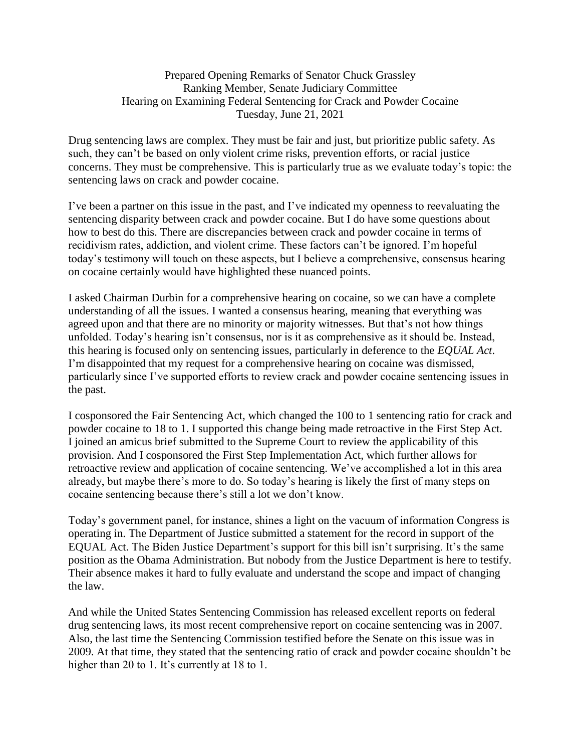Prepared Opening Remarks of Senator Chuck Grassley
Ranking Member, Senate Judiciary Committee
Hearing on Examining Federal Sentencing for Crack and Powder Cocaine
Tuesday, June 21, 2021

Drug sentencing laws are complex. They must be fair and just, but prioritize public safety. As such, they can't be based on only violent crime risks, prevention efforts, or racial justice concerns. They must be comprehensive. This is particularly true as we evaluate today's topic: the sentencing laws on crack and powder cocaine.

I've been a partner on this issue in the past, and I've indicated my openness to reevaluating the sentencing disparity between crack and powder cocaine. But I do have some questions about how to best do this. There are discrepancies between crack and powder cocaine in terms of recidivism rates, addiction, and violent crime. These factors can't be ignored. I'm hopeful today's testimony will touch on these aspects, but I believe a comprehensive, consensus hearing on cocaine certainly would have highlighted these nuanced points.

I asked Chairman Durbin for a comprehensive hearing on cocaine, so we can have a complete understanding of all the issues. I wanted a consensus hearing, meaning that everything was agreed upon and that there are no minority or majority witnesses. But that's not how things unfolded. Today's hearing isn't consensus, nor is it as comprehensive as it should be. Instead, this hearing is focused only on sentencing issues, particularly in deference to the *EQUAL Act*. I'm disappointed that my request for a comprehensive hearing on cocaine was dismissed, particularly since I've supported efforts to review crack and powder cocaine sentencing issues in the past.

I cosponsored the Fair Sentencing Act, which changed the 100 to 1 sentencing ratio for crack and powder cocaine to 18 to 1. I supported this change being made retroactive in the First Step Act. I joined an amicus brief submitted to the Supreme Court to review the applicability of this provision. And I cosponsored the First Step Implementation Act, which further allows for retroactive review and application of cocaine sentencing. We've accomplished a lot in this area already, but maybe there's more to do. So today's hearing is likely the first of many steps on cocaine sentencing because there's still a lot we don't know.

Today's government panel, for instance, shines a light on the vacuum of information Congress is operating in. The Department of Justice submitted a statement for the record in support of the EQUAL Act. The Biden Justice Department's support for this bill isn't surprising. It's the same position as the Obama Administration. But nobody from the Justice Department is here to testify. Their absence makes it hard to fully evaluate and understand the scope and impact of changing the law.

And while the United States Sentencing Commission has released excellent reports on federal drug sentencing laws, its most recent comprehensive report on cocaine sentencing was in 2007. Also, the last time the Sentencing Commission testified before the Senate on this issue was in 2009. At that time, they stated that the sentencing ratio of crack and powder cocaine shouldn't be higher than 20 to 1. It's currently at 18 to 1.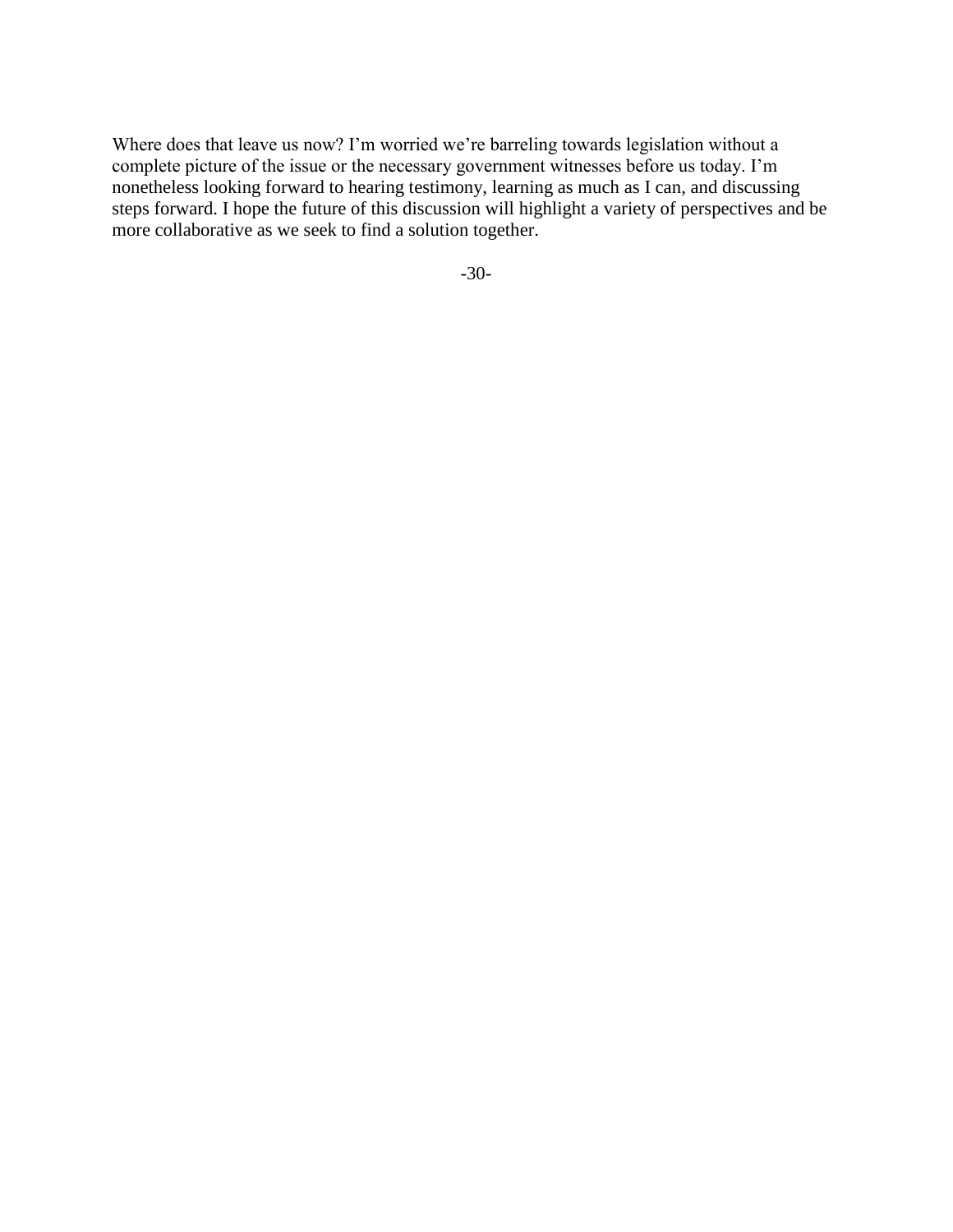Where does that leave us now? I'm worried we're barreling towards legislation without a complete picture of the issue or the necessary government witnesses before us today. I'm nonetheless looking forward to hearing testimony, learning as much as I can, and discussing steps forward. I hope the future of this discussion will highlight a variety of perspectives and be more collaborative as we seek to find a solution together.

-30-